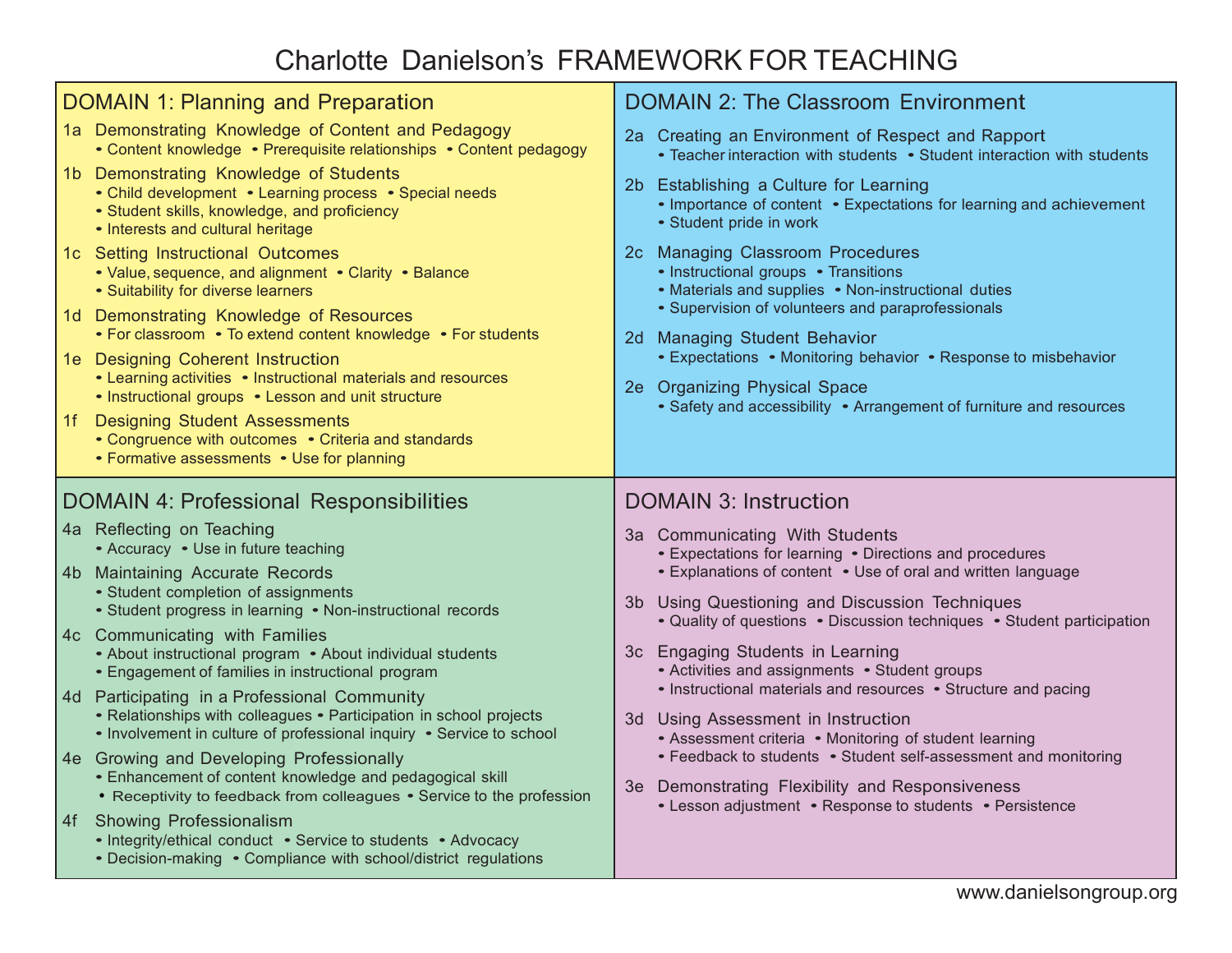# Charlotte Danielson's FRAMEWORK FOR TEACHING

## DOMAIN 1: Planning and Preparation

**1a Demonstrating Knowledge of Content and Pedagogy**
- Content knowledge • Prerequisite relationships • Content pedagogy

**1b Demonstrating Knowledge of Students**
- Child development • Learning process • Special needs
- Student skills, knowledge, and proficiency
- Interests and cultural heritage

**1c Setting Instructional Outcomes**
- Value, sequence, and alignment • Clarity • Balance
- Suitability for diverse learners

**1d Demonstrating Knowledge of Resources**
- For classroom • To extend content knowledge • For students

**1e Designing Coherent Instruction**
- Learning activities • Instructional materials and resources
- Instructional groups • Lesson and unit structure

**1f Designing Student Assessments**
- Congruence with outcomes • Criteria and standards
- Formative assessments • Use for planning

## DOMAIN 2: The Classroom Environment

**2a Creating an Environment of Respect and Rapport**
- Teacher interaction with students • Student interaction with students

**2b Establishing a Culture for Learning**
- Importance of content • Expectations for learning and achievement
- Student pride in work

**2c Managing Classroom Procedures**
- Instructional groups • Transitions
- Materials and supplies • Non-instructional duties
- Supervision of volunteers and paraprofessionals

**2d Managing Student Behavior**
- Expectations • Monitoring behavior • Response to misbehavior

**2e Organizing Physical Space**
- Safety and accessibility • Arrangement of furniture and resources

## DOMAIN 4: Professional Responsibilities

**4a Reflecting on Teaching**
- Accuracy • Use in future teaching

**4b Maintaining Accurate Records**
- Student completion of assignments
- Student progress in learning • Non-instructional records

**4c Communicating with Families**
- About instructional program • About individual students
- Engagement of families in instructional program

**4d Participating in a Professional Community**
- Relationships with colleagues • Participation in school projects
- Involvement in culture of professional inquiry • Service to school

**4e Growing and Developing Professionally**
- Enhancement of content knowledge and pedagogical skill
- Receptivity to feedback from colleagues • Service to the profession

**4f Showing Professionalism**
- Integrity/ethical conduct • Service to students • Advocacy
- Decision-making • Compliance with school/district regulations

## DOMAIN 3: Instruction

**3a Communicating With Students**
- Expectations for learning • Directions and procedures
- Explanations of content • Use of oral and written language

**3b Using Questioning and Discussion Techniques**
- Quality of questions • Discussion techniques • Student participation

**3c Engaging Students in Learning**
- Activities and assignments • Student groups
- Instructional materials and resources • Structure and pacing

**3d Using Assessment in Instruction**
- Assessment criteria • Monitoring of student learning
- Feedback to students • Student self-assessment and monitoring

**3e Demonstrating Flexibility and Responsiveness**
- Lesson adjustment • Response to students • Persistence

www.danielsongroup.org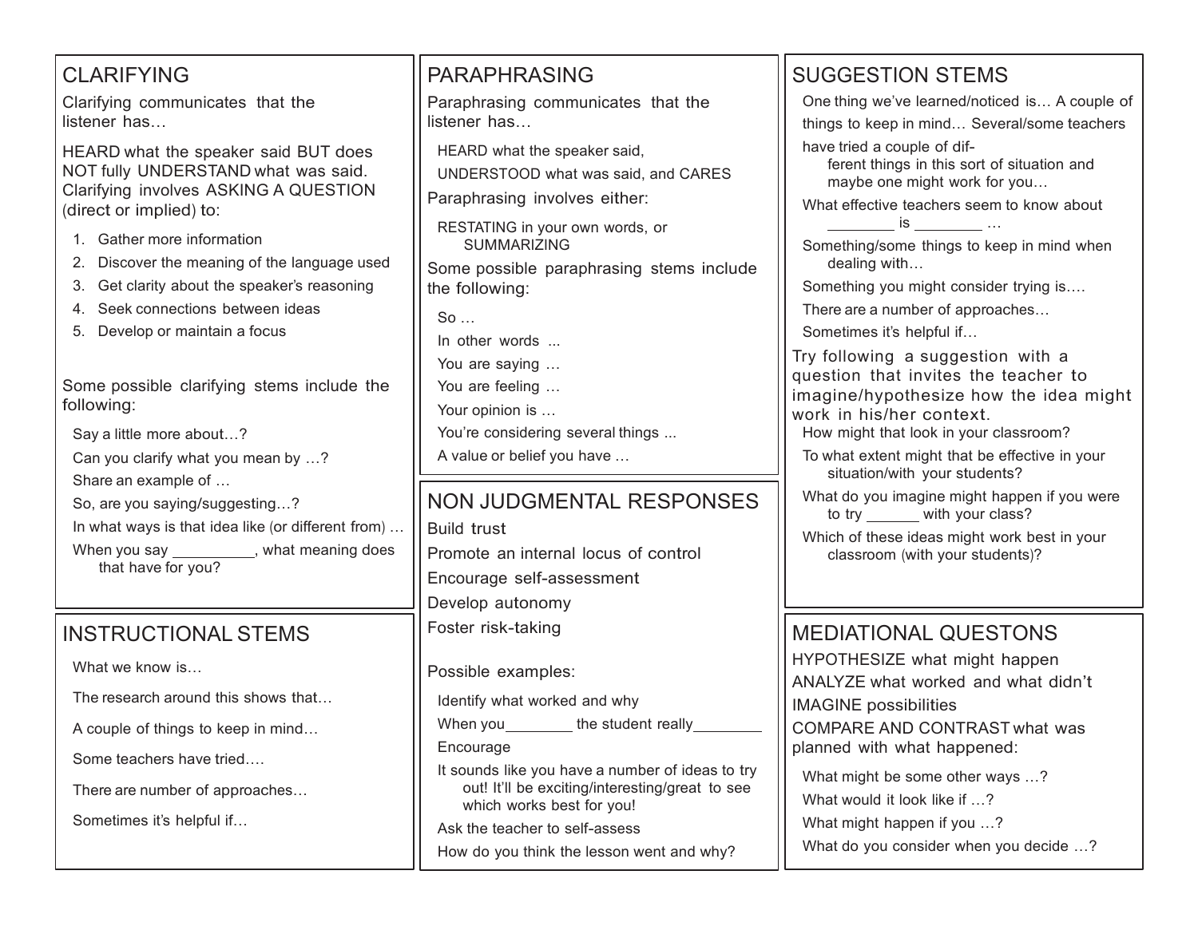## CLARIFYING

Clarifying communicates that the listener has…

HEARD what the speaker said BUT does NOT fully UNDERSTAND what was said. Clarifying involves ASKING A QUESTION (direct or implied) to:

1. Gather more information
2. Discover the meaning of the language used
3. Get clarity about the speaker's reasoning
4. Seek connections between ideas
5. Develop or maintain a focus

Some possible clarifying stems include the following:

- Say a little more about…?
- Can you clarify what you mean by …?
- Share an example of …
- So, are you saying/suggesting…?
- In what ways is that idea like (or different from) …
- When you say __________, what meaning does that have for you?

## INSTRUCTIONAL STEMS

- What we know is…
- The research around this shows that…
- A couple of things to keep in mind…
- Some teachers have tried….
- There are number of approaches…
- Sometimes it's helpful if…

## PARAPHRASING

Paraphrasing communicates that the listener has…

HEARD what the speaker said,
UNDERSTOOD what was said, and CARES

Paraphrasing involves either:

RESTATING in your own words, or SUMMARIZING

Some possible paraphrasing stems include the following:

- So …
- In other words ...
- You are saying …
- You are feeling …
- Your opinion is …
- You're considering several things ...
- A value or belief you have …

## NON JUDGMENTAL RESPONSES

Build trust
Promote an internal locus of control
Encourage self-assessment
Develop autonomy
Foster risk-taking

Possible examples:

- Identify what worked and why
- When you________ the student really________
- Encourage
- It sounds like you have a number of ideas to try out! It'll be exciting/interesting/great to see which works best for you!
- Ask the teacher to self-assess
- How do you think the lesson went and why?

## SUGGESTION STEMS

- One thing we've learned/noticed is… A couple of things to keep in mind… Several/some teachers have tried a couple of different things in this sort of situation and maybe one might work for you…
- What effective teachers seem to know about ________ is ________ …
- Something/some things to keep in mind when dealing with…
- Something you might consider trying is….
- There are a number of approaches…
- Sometimes it's helpful if…

Try following a suggestion with a question that invites the teacher to imagine/hypothesize how the idea might work in his/her context.

- How might that look in your classroom?
- To what extent might that be effective in your situation/with your students?
- What do you imagine might happen if you were to try _______ with your class?
- Which of these ideas might work best in your classroom (with your students)?

## MEDIATIONAL QUESTONS

HYPOTHESIZE what might happen
ANALYZE what worked and what didn't
IMAGINE possibilities
COMPARE AND CONTRAST what was planned with what happened:

- What might be some other ways …?
- What would it look like if …?
- What might happen if you …?
- What do you consider when you decide …?